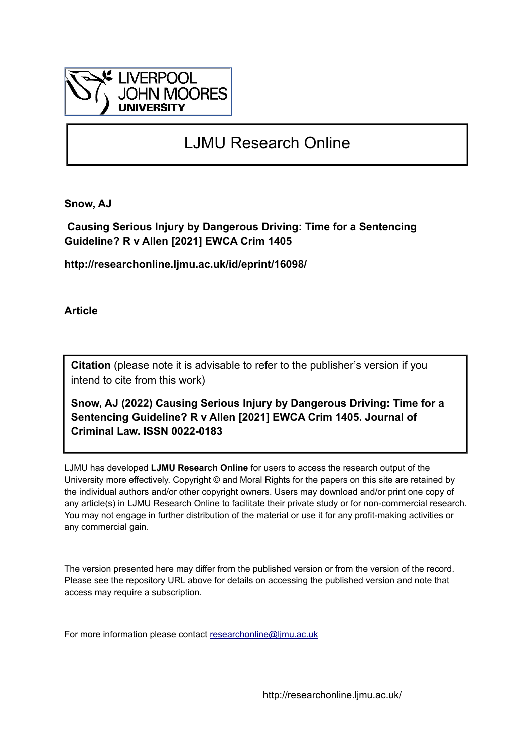LIVERPOOL JOHN MOORES UNIVERSITY

# LJMU Research Online

**Snow, AJ**

**Causing Serious Injury by Dangerous Driving: Time for a Sentencing Guideline? R v Allen [2021] EWCA Crim 1405**

**http://researchonline.ljmu.ac.uk/id/eprint/16098/**

**Article**

**Citation** (please note it is advisable to refer to the publisher's version if you intend to cite from this work)

**Snow, AJ (2022) Causing Serious Injury by Dangerous Driving: Time for a Sentencing Guideline? R v Allen [2021] EWCA Crim 1405. Journal of Criminal Law. ISSN 0022-0183**

LJMU has developed **LJMU Research Online** for users to access the research output of the University more effectively. Copyright © and Moral Rights for the papers on this site are retained by the individual authors and/or other copyright owners. Users may download and/or print one copy of any article(s) in LJMU Research Online to facilitate their private study or for non-commercial research. You may not engage in further distribution of the material or use it for any profit-making activities or any commercial gain.

The version presented here may differ from the published version or from the version of the record. Please see the repository URL above for details on accessing the published version and note that access may require a subscription.

For more information please contact researchonline@ljmu.ac.uk

http://researchonline.ljmu.ac.uk/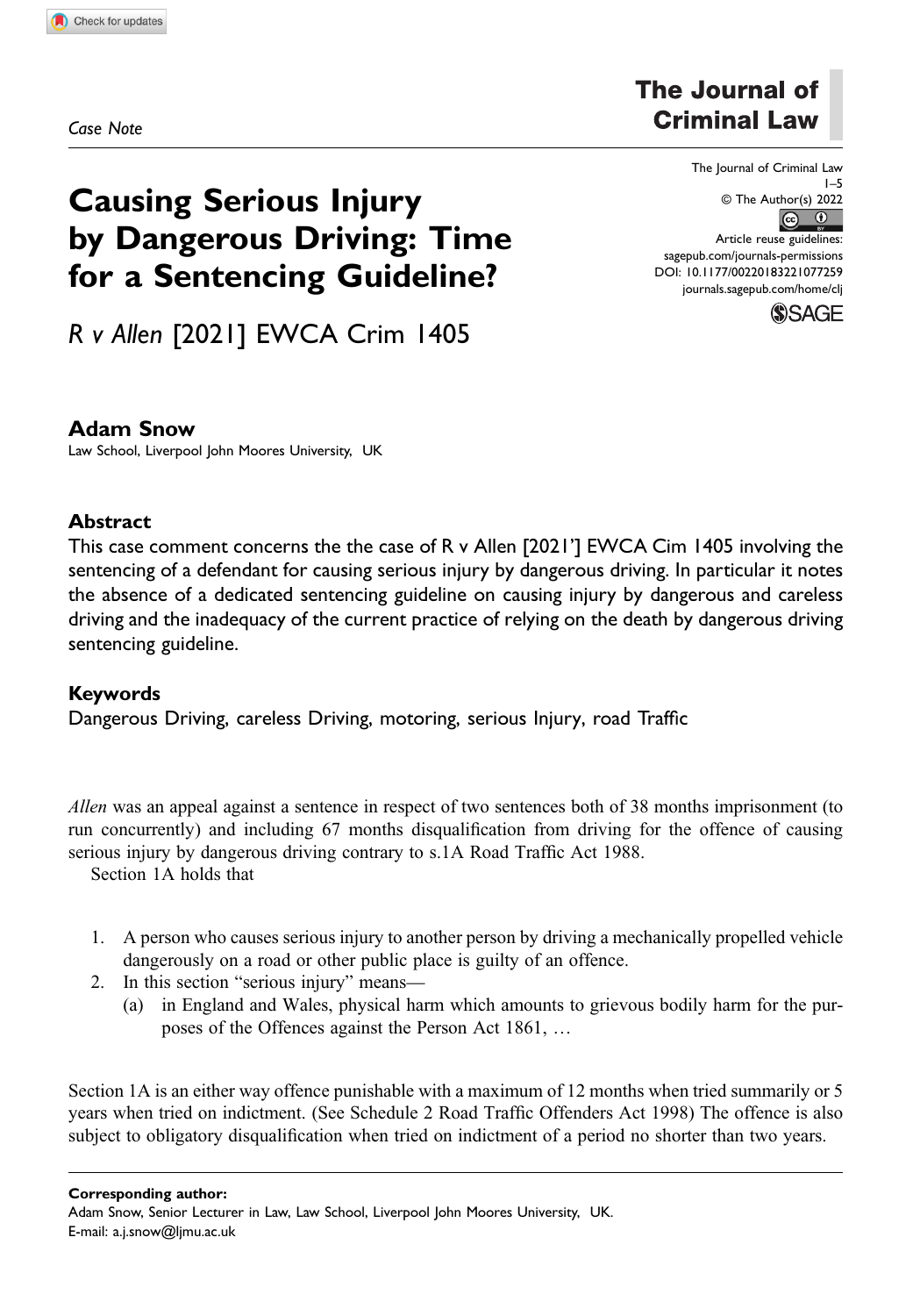Case Note

# Causing Serious Injury by Dangerous Driving: Time for a Sentencing Guideline?

## *R v Allen* [2021] EWCA Crim 1405

**Adam Snow**

Law School, Liverpool John Moores University, UK

### Abstract

This case comment concerns the the case of R v Allen [2021'] EWCA Cim 1405 involving the sentencing of a defendant for causing serious injury by dangerous driving. In particular it notes the absence of a dedicated sentencing guideline on causing injury by dangerous and careless driving and the inadequacy of the current practice of relying on the death by dangerous driving sentencing guideline.

### Keywords

Dangerous Driving, careless Driving, motoring, serious Injury, road Traffic

*Allen* was an appeal against a sentence in respect of two sentences both of 38 months imprisonment (to run concurrently) and including 67 months disqualification from driving for the offence of causing serious injury by dangerous driving contrary to s.1A Road Traffic Act 1988.

Section 1A holds that

1. A person who causes serious injury to another person by driving a mechanically propelled vehicle dangerously on a road or other public place is guilty of an offence.
2. In this section "serious injury" means—
   (a) in England and Wales, physical harm which amounts to grievous bodily harm for the purposes of the Offences against the Person Act 1861, …

Section 1A is an either way offence punishable with a maximum of 12 months when tried summarily or 5 years when tried on indictment. (See Schedule 2 Road Traffic Offenders Act 1998) The offence is also subject to obligatory disqualification when tried on indictment of a period no shorter than two years.

**Corresponding author:**

Adam Snow, Senior Lecturer in Law, Law School, Liverpool John Moores University, UK.

E-mail: a.j.snow@ljmu.ac.uk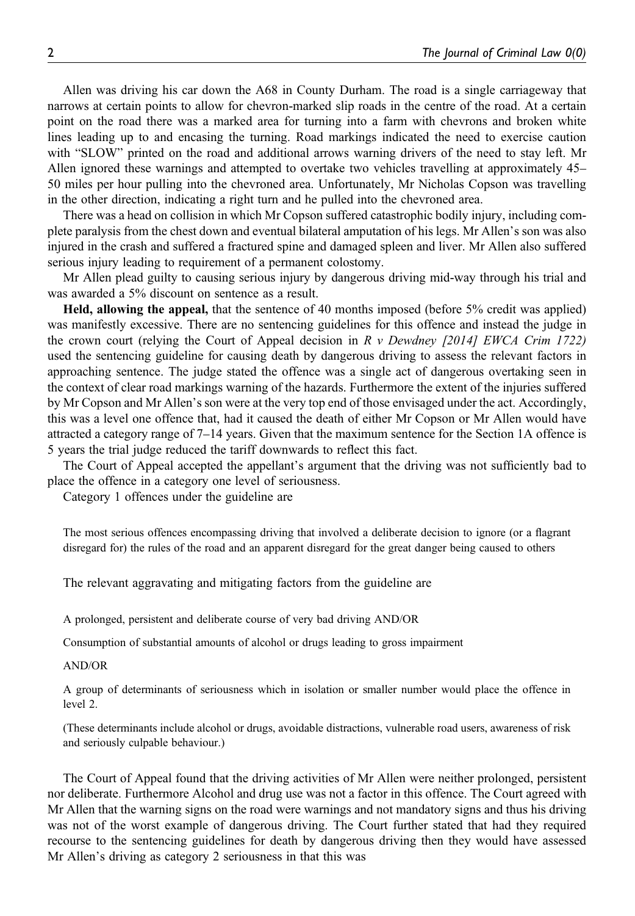Allen was driving his car down the A68 in County Durham. The road is a single carriageway that narrows at certain points to allow for chevron-marked slip roads in the centre of the road. At a certain point on the road there was a marked area for turning into a farm with chevrons and broken white lines leading up to and encasing the turning. Road markings indicated the need to exercise caution with "SLOW" printed on the road and additional arrows warning drivers of the need to stay left. Mr Allen ignored these warnings and attempted to overtake two vehicles travelling at approximately 45–50 miles per hour pulling into the chevroned area. Unfortunately, Mr Nicholas Copson was travelling in the other direction, indicating a right turn and he pulled into the chevroned area.

There was a head on collision in which Mr Copson suffered catastrophic bodily injury, including complete paralysis from the chest down and eventual bilateral amputation of his legs. Mr Allen's son was also injured in the crash and suffered a fractured spine and damaged spleen and liver. Mr Allen also suffered serious injury leading to requirement of a permanent colostomy.

Mr Allen plead guilty to causing serious injury by dangerous driving mid-way through his trial and was awarded a 5% discount on sentence as a result.

**Held, allowing the appeal,** that the sentence of 40 months imposed (before 5% credit was applied) was manifestly excessive. There are no sentencing guidelines for this offence and instead the judge in the crown court (relying the Court of Appeal decision in *R v Dewdney [2014] EWCA Crim 1722)* used the sentencing guideline for causing death by dangerous driving to assess the relevant factors in approaching sentence. The judge stated the offence was a single act of dangerous overtaking seen in the context of clear road markings warning of the hazards. Furthermore the extent of the injuries suffered by Mr Copson and Mr Allen's son were at the very top end of those envisaged under the act. Accordingly, this was a level one offence that, had it caused the death of either Mr Copson or Mr Allen would have attracted a category range of 7–14 years. Given that the maximum sentence for the Section 1A offence is 5 years the trial judge reduced the tariff downwards to reflect this fact.

The Court of Appeal accepted the appellant's argument that the driving was not sufficiently bad to place the offence in a category one level of seriousness.

Category 1 offences under the guideline are

> The most serious offences encompassing driving that involved a deliberate decision to ignore (or a flagrant disregard for) the rules of the road and an apparent disregard for the great danger being caused to others

The relevant aggravating and mitigating factors from the guideline are

> A prolonged, persistent and deliberate course of very bad driving AND/OR
>
> Consumption of substantial amounts of alcohol or drugs leading to gross impairment
>
> AND/OR
>
> A group of determinants of seriousness which in isolation or smaller number would place the offence in level 2.
>
> (These determinants include alcohol or drugs, avoidable distractions, vulnerable road users, awareness of risk and seriously culpable behaviour.)

The Court of Appeal found that the driving activities of Mr Allen were neither prolonged, persistent nor deliberate. Furthermore Alcohol and drug use was not a factor in this offence. The Court agreed with Mr Allen that the warning signs on the road were warnings and not mandatory signs and thus his driving was not of the worst example of dangerous driving. The Court further stated that had they required recourse to the sentencing guidelines for death by dangerous driving then they would have assessed Mr Allen's driving as category 2 seriousness in that this was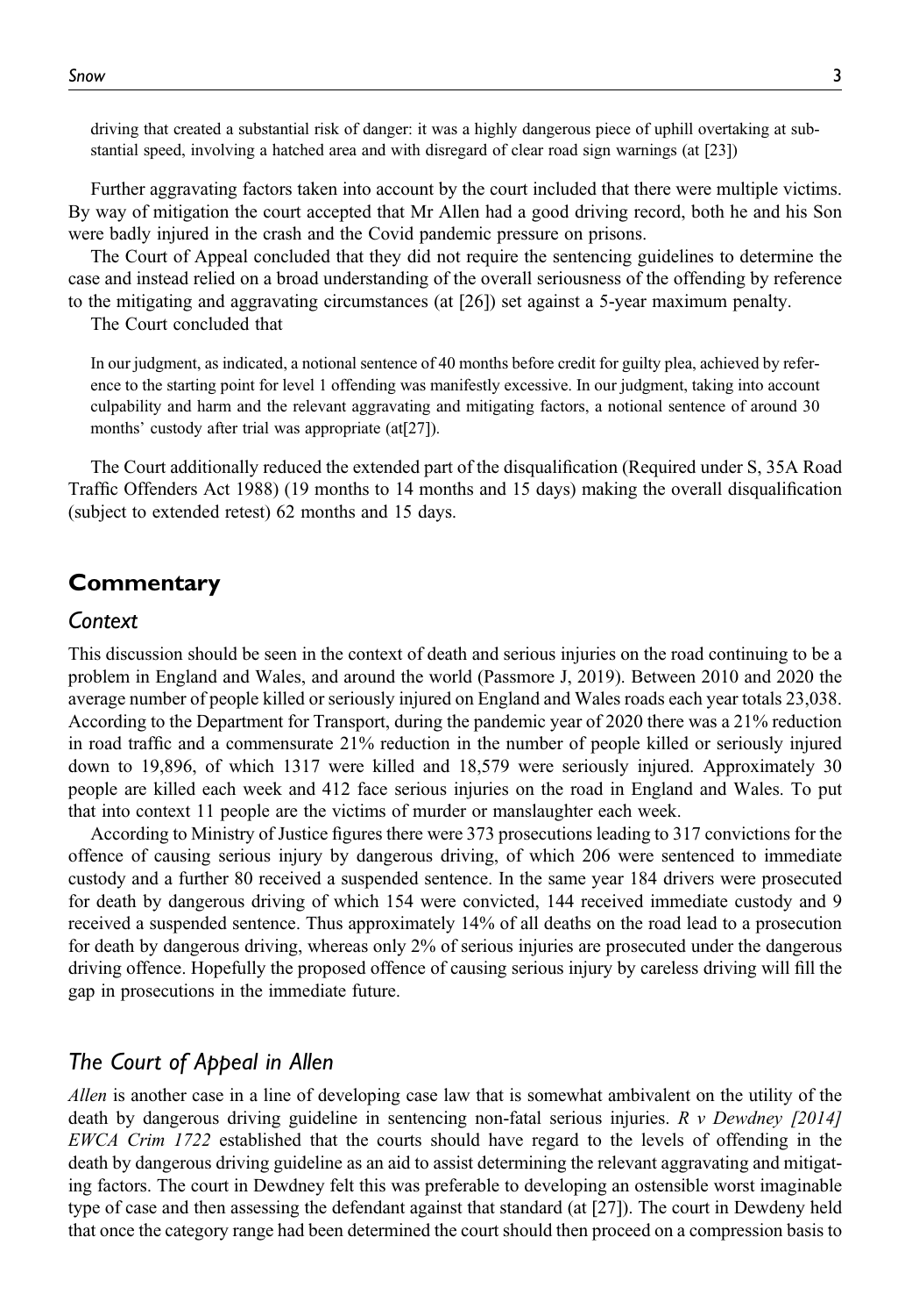> driving that created a substantial risk of danger: it was a highly dangerous piece of uphill overtaking at substantial speed, involving a hatched area and with disregard of clear road sign warnings (at [23])

Further aggravating factors taken into account by the court included that there were multiple victims. By way of mitigation the court accepted that Mr Allen had a good driving record, both he and his Son were badly injured in the crash and the Covid pandemic pressure on prisons.

The Court of Appeal concluded that they did not require the sentencing guidelines to determine the case and instead relied on a broad understanding of the overall seriousness of the offending by reference to the mitigating and aggravating circumstances (at [26]) set against a 5-year maximum penalty.

The Court concluded that

> In our judgment, as indicated, a notional sentence of 40 months before credit for guilty plea, achieved by reference to the starting point for level 1 offending was manifestly excessive. In our judgment, taking into account culpability and harm and the relevant aggravating and mitigating factors, a notional sentence of around 30 months' custody after trial was appropriate (at[27]).

The Court additionally reduced the extended part of the disqualification (Required under S, 35A Road Traffic Offenders Act 1988) (19 months to 14 months and 15 days) making the overall disqualification (subject to extended retest) 62 months and 15 days.

## Commentary

### *Context*

This discussion should be seen in the context of death and serious injuries on the road continuing to be a problem in England and Wales, and around the world (Passmore J, 2019). Between 2010 and 2020 the average number of people killed or seriously injured on England and Wales roads each year totals 23,038. According to the Department for Transport, during the pandemic year of 2020 there was a 21% reduction in road traffic and a commensurate 21% reduction in the number of people killed or seriously injured down to 19,896, of which 1317 were killed and 18,579 were seriously injured. Approximately 30 people are killed each week and 412 face serious injuries on the road in England and Wales. To put that into context 11 people are the victims of murder or manslaughter each week.

According to Ministry of Justice figures there were 373 prosecutions leading to 317 convictions for the offence of causing serious injury by dangerous driving, of which 206 were sentenced to immediate custody and a further 80 received a suspended sentence. In the same year 184 drivers were prosecuted for death by dangerous driving of which 154 were convicted, 144 received immediate custody and 9 received a suspended sentence. Thus approximately 14% of all deaths on the road lead to a prosecution for death by dangerous driving, whereas only 2% of serious injuries are prosecuted under the dangerous driving offence. Hopefully the proposed offence of causing serious injury by careless driving will fill the gap in prosecutions in the immediate future.

### *The Court of Appeal in Allen*

*Allen* is another case in a line of developing case law that is somewhat ambivalent on the utility of the death by dangerous driving guideline in sentencing non-fatal serious injuries. *R v Dewdney [2014] EWCA Crim 1722* established that the courts should have regard to the levels of offending in the death by dangerous driving guideline as an aid to assist determining the relevant aggravating and mitigating factors. The court in Dewdney felt this was preferable to developing an ostensible worst imaginable type of case and then assessing the defendant against that standard (at [27]). The court in Dewdeny held that once the category range had been determined the court should then proceed on a compression basis to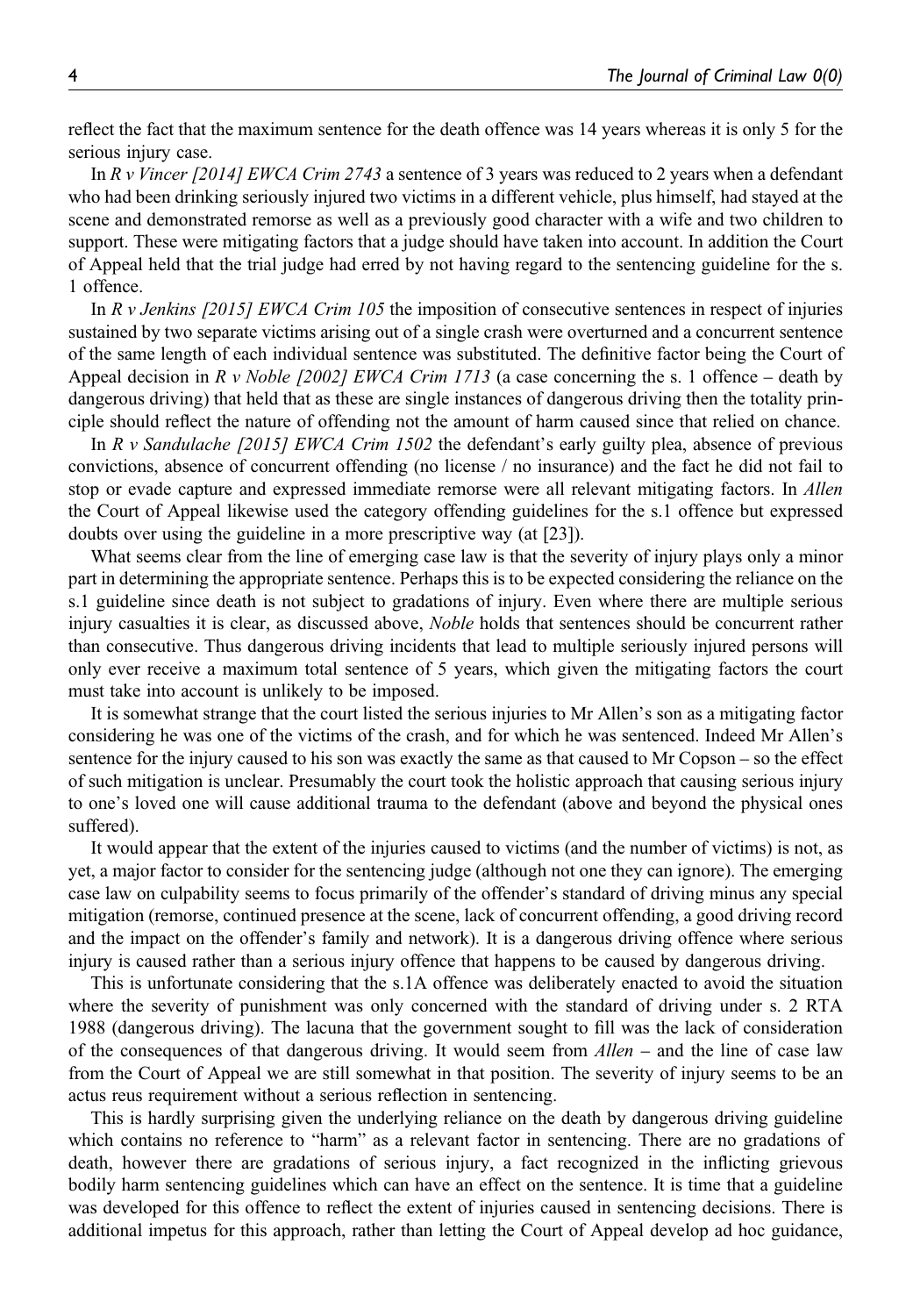reflect the fact that the maximum sentence for the death offence was 14 years whereas it is only 5 for the serious injury case.

In *R v Vincer [2014] EWCA Crim 2743* a sentence of 3 years was reduced to 2 years when a defendant who had been drinking seriously injured two victims in a different vehicle, plus himself, had stayed at the scene and demonstrated remorse as well as a previously good character with a wife and two children to support. These were mitigating factors that a judge should have taken into account. In addition the Court of Appeal held that the trial judge had erred by not having regard to the sentencing guideline for the s. 1 offence.

In *R v Jenkins [2015] EWCA Crim 105* the imposition of consecutive sentences in respect of injuries sustained by two separate victims arising out of a single crash were overturned and a concurrent sentence of the same length of each individual sentence was substituted. The definitive factor being the Court of Appeal decision in *R v Noble [2002] EWCA Crim 1713* (a case concerning the s. 1 offence – death by dangerous driving) that held that as these are single instances of dangerous driving then the totality principle should reflect the nature of offending not the amount of harm caused since that relied on chance.

In *R v Sandulache [2015] EWCA Crim 1502* the defendant's early guilty plea, absence of previous convictions, absence of concurrent offending (no license / no insurance) and the fact he did not fail to stop or evade capture and expressed immediate remorse were all relevant mitigating factors. In *Allen* the Court of Appeal likewise used the category offending guidelines for the s.1 offence but expressed doubts over using the guideline in a more prescriptive way (at [23]).

What seems clear from the line of emerging case law is that the severity of injury plays only a minor part in determining the appropriate sentence. Perhaps this is to be expected considering the reliance on the s.1 guideline since death is not subject to gradations of injury. Even where there are multiple serious injury casualties it is clear, as discussed above, *Noble* holds that sentences should be concurrent rather than consecutive. Thus dangerous driving incidents that lead to multiple seriously injured persons will only ever receive a maximum total sentence of 5 years, which given the mitigating factors the court must take into account is unlikely to be imposed.

It is somewhat strange that the court listed the serious injuries to Mr Allen's son as a mitigating factor considering he was one of the victims of the crash, and for which he was sentenced. Indeed Mr Allen's sentence for the injury caused to his son was exactly the same as that caused to Mr Copson – so the effect of such mitigation is unclear. Presumably the court took the holistic approach that causing serious injury to one's loved one will cause additional trauma to the defendant (above and beyond the physical ones suffered).

It would appear that the extent of the injuries caused to victims (and the number of victims) is not, as yet, a major factor to consider for the sentencing judge (although not one they can ignore). The emerging case law on culpability seems to focus primarily of the offender's standard of driving minus any special mitigation (remorse, continued presence at the scene, lack of concurrent offending, a good driving record and the impact on the offender's family and network). It is a dangerous driving offence where serious injury is caused rather than a serious injury offence that happens to be caused by dangerous driving.

This is unfortunate considering that the s.1A offence was deliberately enacted to avoid the situation where the severity of punishment was only concerned with the standard of driving under s. 2 RTA 1988 (dangerous driving). The lacuna that the government sought to fill was the lack of consideration of the consequences of that dangerous driving. It would seem from *Allen* – and the line of case law from the Court of Appeal we are still somewhat in that position. The severity of injury seems to be an actus reus requirement without a serious reflection in sentencing.

This is hardly surprising given the underlying reliance on the death by dangerous driving guideline which contains no reference to "harm" as a relevant factor in sentencing. There are no gradations of death, however there are gradations of serious injury, a fact recognized in the inflicting grievous bodily harm sentencing guidelines which can have an effect on the sentence. It is time that a guideline was developed for this offence to reflect the extent of injuries caused in sentencing decisions. There is additional impetus for this approach, rather than letting the Court of Appeal develop ad hoc guidance,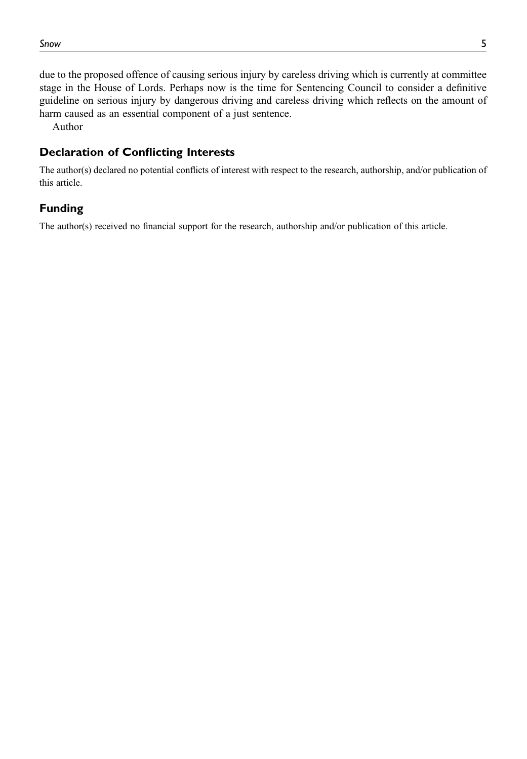due to the proposed offence of causing serious injury by careless driving which is currently at committee stage in the House of Lords. Perhaps now is the time for Sentencing Council to consider a definitive guideline on serious injury by dangerous driving and careless driving which reflects on the amount of harm caused as an essential component of a just sentence.

Author

## Declaration of Conflicting Interests

The author(s) declared no potential conflicts of interest with respect to the research, authorship, and/or publication of this article.

## Funding

The author(s) received no financial support for the research, authorship and/or publication of this article.